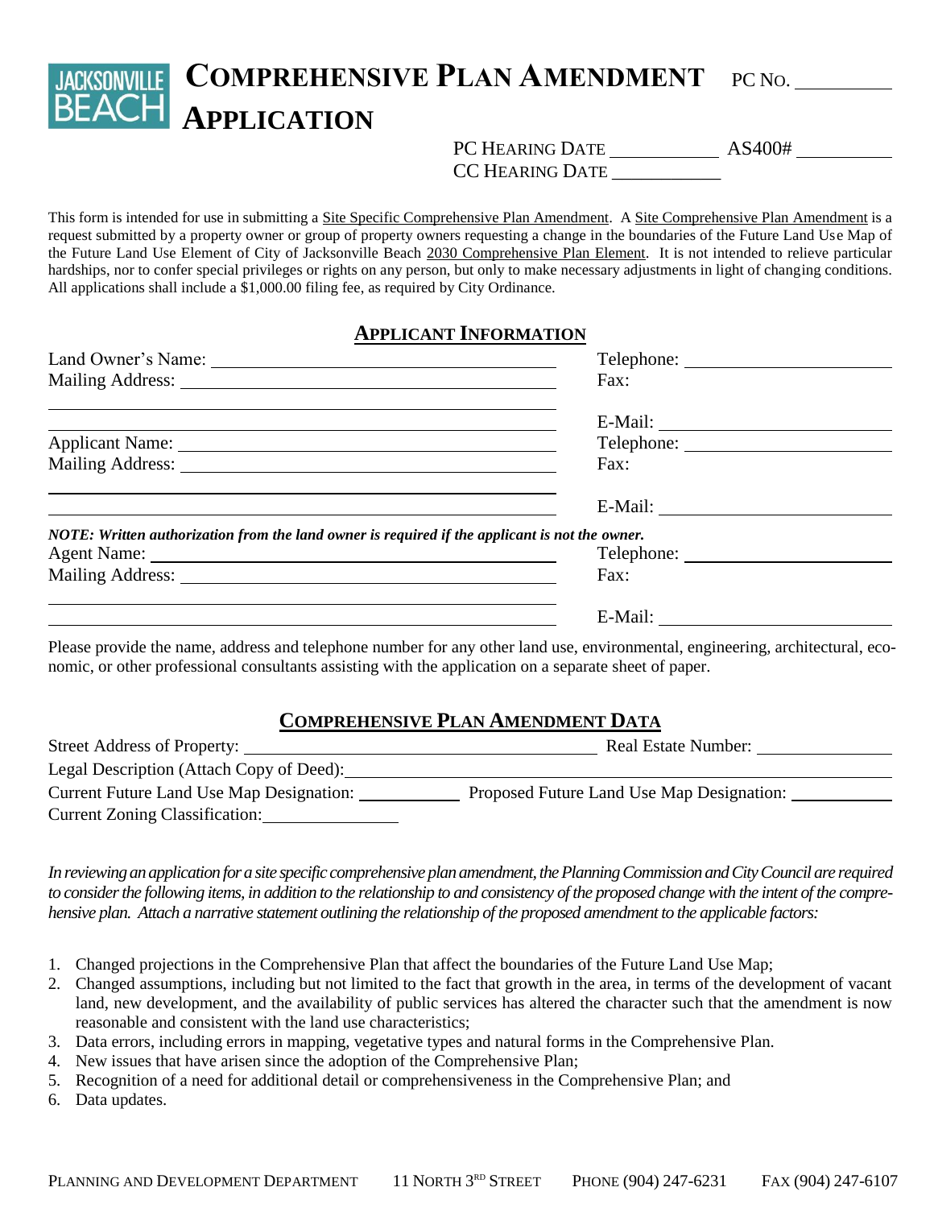# COMPREHENSIVE PLAN AMENDMENT APPLICATION

PC NO. __________

PC HEARING DATE ____________ AS400# __________

CC HEARING DATE ____________

This form is intended for use in submitting a Site Specific Comprehensive Plan Amendment. A Site Comprehensive Plan Amendment is a request submitted by a property owner or group of property owners requesting a change in the boundaries of the Future Land Use Map of the Future Land Use Element of City of Jacksonville Beach 2030 Comprehensive Plan Element. It is not intended to relieve particular hardships, nor to confer special privileges or rights on any person, but only to make necessary adjustments in light of changing conditions. All applications shall include a $1,000.00 filing fee, as required by City Ordinance.

## APPLICANT INFORMATION

Land Owner's Name: ______________________________ Telephone: ____________________

Mailing Address: ______________________________ Fax:

______________________________

______________________________ E-Mail: ____________________

Applicant Name: ______________________________ Telephone: ____________________

Mailing Address: ______________________________ Fax:

______________________________

______________________________ E-Mail: ____________________

***NOTE: Written authorization from the land owner is required if the applicant is not the owner.***

Agent Name: ______________________________ Telephone: ____________________

Mailing Address: ______________________________ Fax:

______________________________

______________________________ E-Mail: ____________________

Please provide the name, address and telephone number for any other land use, environmental, engineering, architectural, economic, or other professional consultants assisting with the application on a separate sheet of paper.

## COMPREHENSIVE PLAN AMENDMENT DATA

Street Address of Property: ______________________________ Real Estate Number: ____________

Legal Description (Attach Copy of Deed): ______________________________

Current Future Land Use Map Designation: __________ Proposed Future Land Use Map Designation: __________

Current Zoning Classification: ____________

*In reviewing an application for a site specific comprehensive plan amendment, the Planning Commission and City Council are required to consider the following items, in addition to the relationship to and consistency of the proposed change with the intent of the comprehensive plan. Attach a narrative statement outlining the relationship of the proposed amendment to the applicable factors:*

1. Changed projections in the Comprehensive Plan that affect the boundaries of the Future Land Use Map;
2. Changed assumptions, including but not limited to the fact that growth in the area, in terms of the development of vacant land, new development, and the availability of public services has altered the character such that the amendment is now reasonable and consistent with the land use characteristics;
3. Data errors, including errors in mapping, vegetative types and natural forms in the Comprehensive Plan.
4. New issues that have arisen since the adoption of the Comprehensive Plan;
5. Recognition of a need for additional detail or comprehensiveness in the Comprehensive Plan; and
6. Data updates.

PLANNING AND DEVELOPMENT DEPARTMENT 11 NORTH 3RD STREET PHONE (904) 247-6231 FAX (904) 247-6107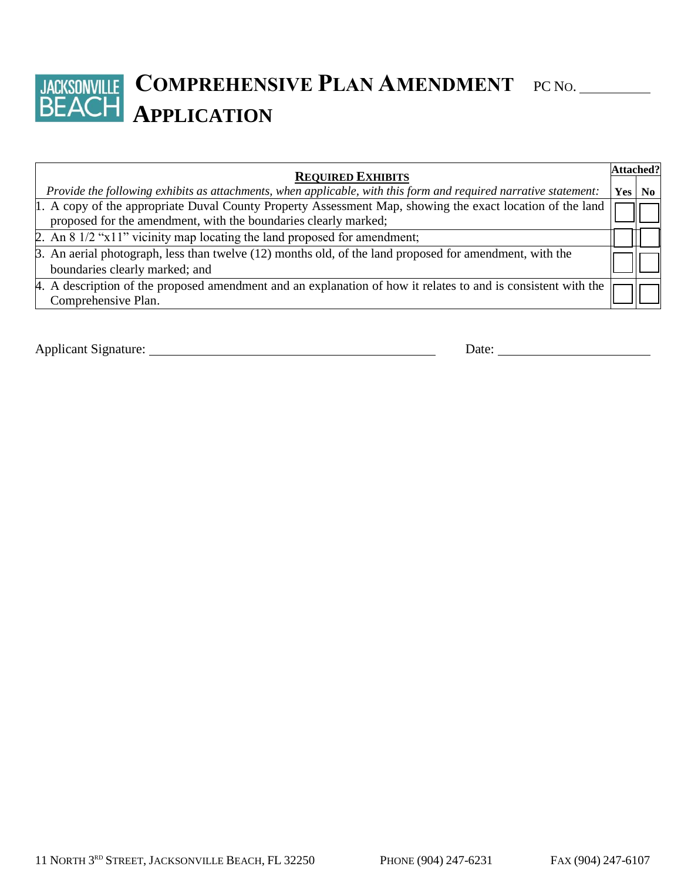# COMPREHENSIVE PLAN AMENDMENT APPLICATION

PC NO. __________

| REQUIRED EXHIBITS | Attached? | |
|---|---|---|
| *Provide the following exhibits as attachments, when applicable, with this form and required narrative statement:* | **Yes** | **No** |
| 1. A copy of the appropriate Duval County Property Assessment Map, showing the exact location of the land proposed for the amendment, with the boundaries clearly marked; | ☐ | ☐ |
| 2. An 8 1/2 "x11" vicinity map locating the land proposed for amendment; | ☐ | ☐ |
| 3. An aerial photograph, less than twelve (12) months old, of the land proposed for amendment, with the boundaries clearly marked; and | ☐ | ☐ |
| 4. A description of the proposed amendment and an explanation of how it relates to and is consistent with the Comprehensive Plan. | ☐ | ☐ |

Applicant Signature: ________________________________ Date: ____________________

11 NORTH 3RD STREET, JACKSONVILLE BEACH, FL 32250 PHONE (904) 247-6231 FAX (904) 247-6107